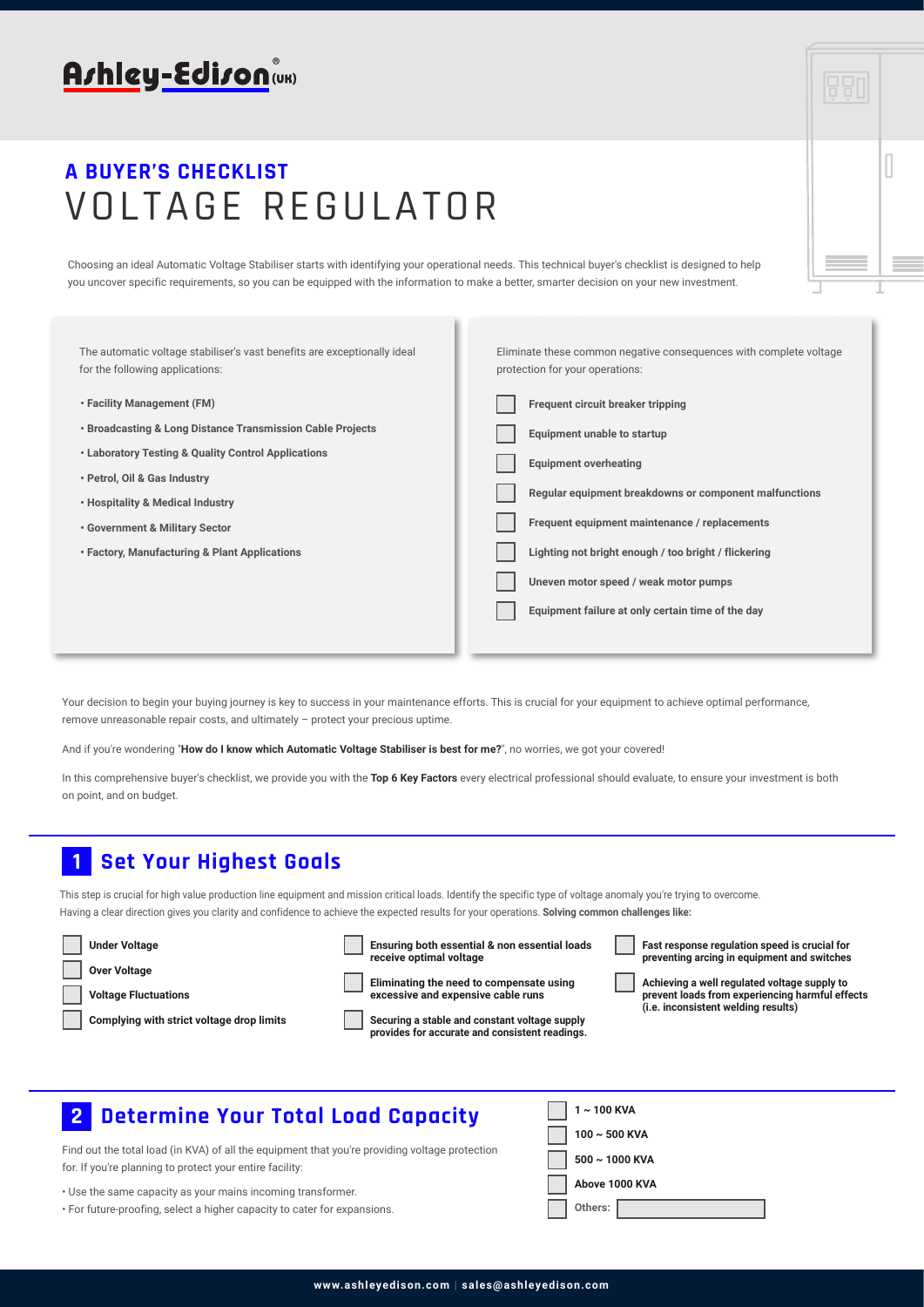Ashley-Edison® (UK)

## A BUYER'S CHECKLIST

# VOLTAGE REGULATOR

Choosing an ideal Automatic Voltage Stabiliser starts with identifying your operational needs. This technical buyer's checklist is designed to help you uncover specific requirements, so you can be equipped with the information to make a better, smarter decision on your new investment.

The automatic voltage stabiliser's vast benefits are exceptionally ideal for the following applications:

- **Facility Management (FM)**
- **Broadcasting & Long Distance Transmission Cable Projects**
- **Laboratory Testing & Quality Control Applications**
- **Petrol, Oil & Gas Industry**
- **Hospitality & Medical Industry**
- **Government & Military Sector**
- **Factory, Manufacturing & Plant Applications**

Eliminate these common negative consequences with complete voltage protection for your operations:

- [ ] **Frequent circuit breaker tripping**
- [ ] **Equipment unable to startup**
- [ ] **Equipment overheating**
- [ ] **Regular equipment breakdowns or component malfunctions**
- [ ] **Frequent equipment maintenance / replacements**
- [ ] **Lighting not bright enough / too bright / flickering**
- [ ] **Uneven motor speed / weak motor pumps**
- [ ] **Equipment failure at only certain time of the day**

Your decision to begin your buying journey is key to success in your maintenance efforts. This is crucial for your equipment to achieve optimal performance, remove unreasonable repair costs, and ultimately – protect your precious uptime.

And if you're wondering "**How do I know which Automatic Voltage Stabiliser is best for me?**", no worries, we got your covered!

In this comprehensive buyer's checklist, we provide you with the **Top 6 Key Factors** every electrical professional should evaluate, to ensure your investment is both on point, and on budget.

## 1 Set Your Highest Goals

This step is crucial for high value production line equipment and mission critical loads. Identify the specific type of voltage anomaly you're trying to overcome. Having a clear direction gives you clarity and confidence to achieve the expected results for your operations. **Solving common challenges like:**

- [ ] **Under Voltage**
- [ ] **Over Voltage**
- [ ] **Voltage Fluctuations**
- [ ] **Complying with strict voltage drop limits**
- [ ] **Ensuring both essential & non essential loads receive optimal voltage**
- [ ] **Eliminating the need to compensate using excessive and expensive cable runs**
- [ ] **Securing a stable and constant voltage supply provides for accurate and consistent readings.**
- [ ] **Fast response regulation speed is crucial for preventing arcing in equipment and switches**
- [ ] **Achieving a well regulated voltage supply to prevent loads from experiencing harmful effects (i.e. inconsistent welding results)**

## 2 Determine Your Total Load Capacity

Find out the total load (in KVA) of all the equipment that you're providing voltage protection for. If you're planning to protect your entire facility:

- Use the same capacity as your mains incoming transformer.
- For future-proofing, select a higher capacity to cater for expansions.

- [ ] **1 ~ 100 KVA**
- [ ] **100 ~ 500 KVA**
- [ ] **500 ~ 1000 KVA**
- [ ] **Above 1000 KVA**
- [ ] **Others:** ____________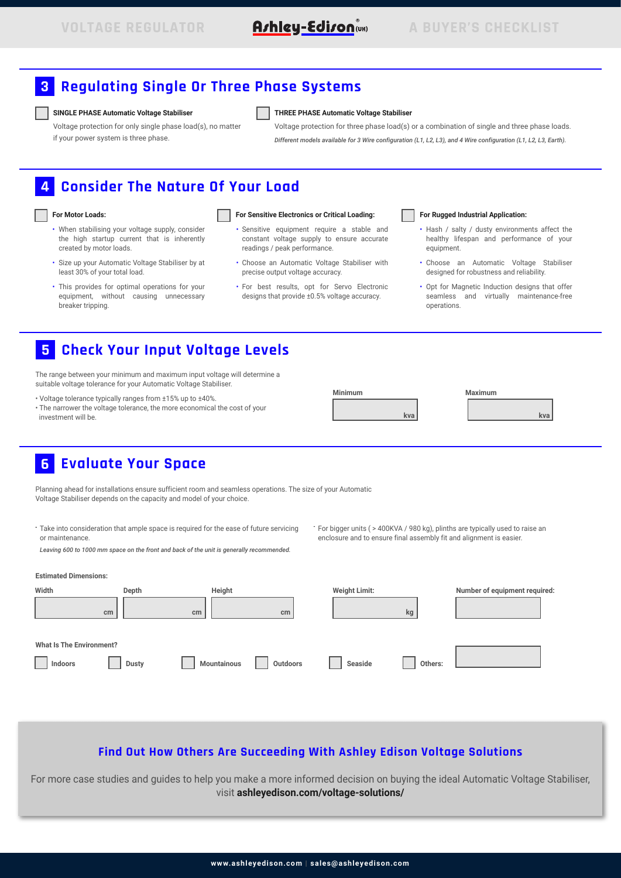## 3 Regulating Single Or Three Phase Systems

☐ **SINGLE PHASE Automatic Voltage Stabiliser**

Voltage protection for only single phase load(s), no matter if your power system is three phase.

☐ **THREE PHASE Automatic Voltage Stabiliser**

Voltage protection for three phase load(s) or a combination of single and three phase loads.

*Different models available for 3 Wire configuration (L1, L2, L3), and 4 Wire configuration (L1, L2, L3, Earth).*

## 4 Consider The Nature Of Your Load

☐ **For Motor Loads:**

- When stabilising your voltage supply, consider the high startup current that is inherently created by motor loads.
- Size up your Automatic Voltage Stabiliser by at least 30% of your total load.
- This provides for optimal operations for your equipment, without causing unnecessary breaker tripping.

☐ **For Sensitive Electronics or Critical Loading:**

- Sensitive equipment require a stable and constant voltage supply to ensure accurate readings / peak performance.
- Choose an Automatic Voltage Stabiliser with precise output voltage accuracy.
- For best results, opt for Servo Electronic designs that provide ±0.5% voltage accuracy.

☐ **For Rugged Industrial Application:**

- Hash / salty / dusty environments affect the healthy lifespan and performance of your equipment.
- Choose an Automatic Voltage Stabiliser designed for robustness and reliability.
- Opt for Magnetic Induction designs that offer seamless and virtually maintenance-free operations.

## 5 Check Your Input Voltage Levels

The range between your minimum and maximum input voltage will determine a suitable voltage tolerance for your Automatic Voltage Stabiliser.

- Voltage tolerance typically ranges from ±15% up to ±40%.
- The narrower the voltage tolerance, the more economical the cost of your investment will be.

**Minimum** ________ kva

**Maximum** ________ kva

## 6 Evaluate Your Space

Planning ahead for installations ensure sufficient room and seamless operations. The size of your Automatic Voltage Stabiliser depends on the capacity and model of your choice.

- Take into consideration that ample space is required for the ease of future servicing or maintenance.

*Leaving 600 to 1000 mm space on the front and back of the unit is generally recommended.*

- For bigger units ( > 400KVA / 980 kg), plinths are typically used to raise an enclosure and to ensure final assembly fit and alignment is easier.

**Estimated Dimensions:**

| Width | Depth | Height | Weight Limit: | Number of equipment required: |
|---|---|---|---|---|
| cm | cm | cm | kg | |

**What Is The Environment?**

☐ Indoors ☐ Dusty ☐ Mountainous ☐ Outdoors ☐ Seaside ☐ Others: ________

### Find Out How Others Are Succeeding With Ashley Edison Voltage Solutions

For more case studies and guides to help you make a more informed decision on buying the ideal Automatic Voltage Stabiliser, visit **ashleyedison.com/voltage-solutions/**